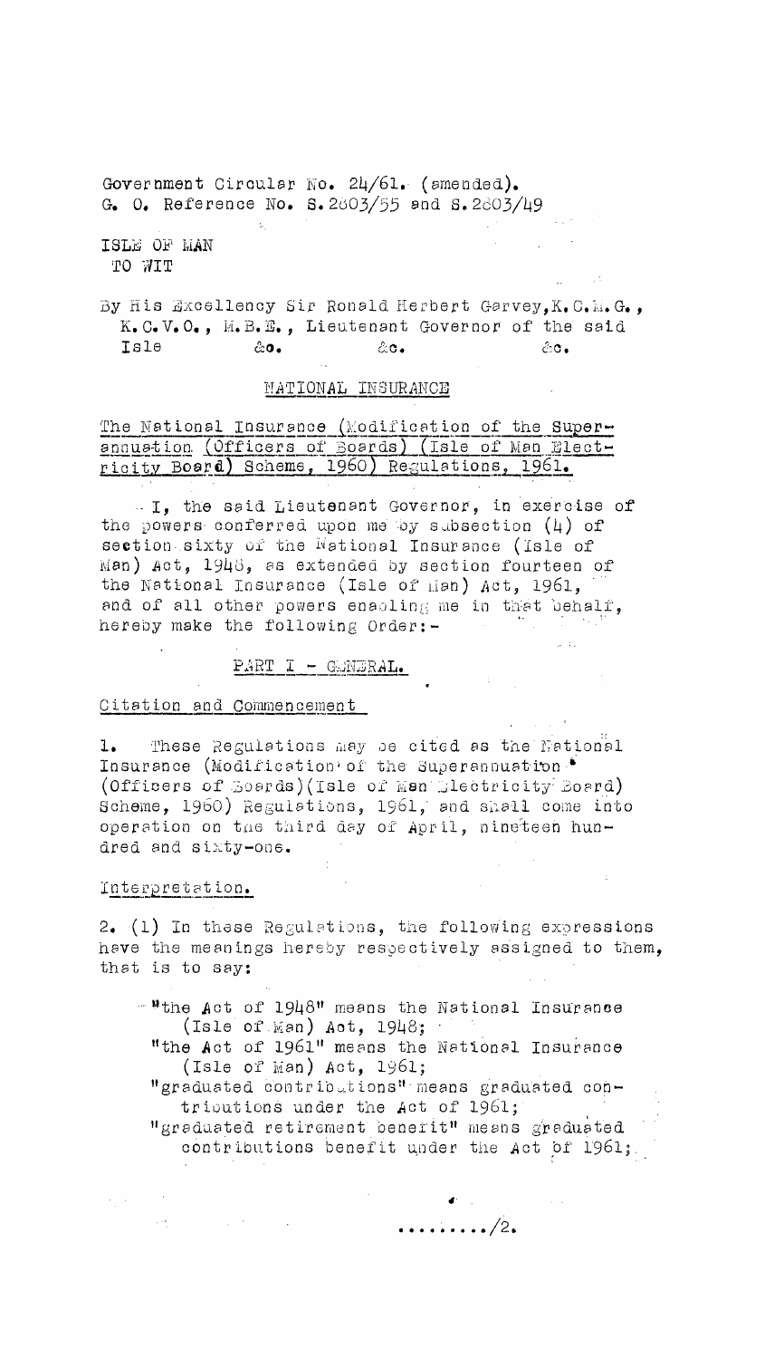Government Circular No. 24/61. (amended).
G. O. Reference No. S.2803/55 and S.2803/49

ISLE OF MAN
TO WIT

By His Excellency Sir Ronald Herbert Garvey, K.C.M.G., K.C.V.O., M.B.E., Lieutenant Governor of the said Isle &c. &c. &c.

## NATIONAL INSURANCE

**The National Insurance (Modification of the Superannuation (Officers of Boards) (Isle of Man Electricity Board) Scheme, 1960) Regulations, 1961.**

I, the said Lieutenant Governor, in exercise of the powers conferred upon me by subsection (4) of section sixty of the National Insurance (Isle of Man) Act, 1948, as extended by section fourteen of the National Insurance (Isle of Man) Act, 1961, and of all other powers enabling me in that behalf, hereby make the following Order:-

### PART I - GENERAL.

**Citation and Commencement**

1. These Regulations may be cited as the National Insurance (Modification of the Superannuation (Officers of Boards)(Isle of Man Electricity Board) Scheme, 1960) Regulations, 1961, and shall come into operation on the third day of April, nineteen hundred and sixty-one.

**Interpretation.**

2. (1) In these Regulations, the following expressions have the meanings hereby respectively assigned to them, that is to say:

"the Act of 1948" means the National Insurance (Isle of Man) Act, 1948;

"the Act of 1961" means the National Insurance (Isle of Man) Act, 1961;

"graduated contributions" means graduated contributions under the Act of 1961;

"graduated retirement benefit" means graduated contributions benefit under the Act of 1961;

........./2.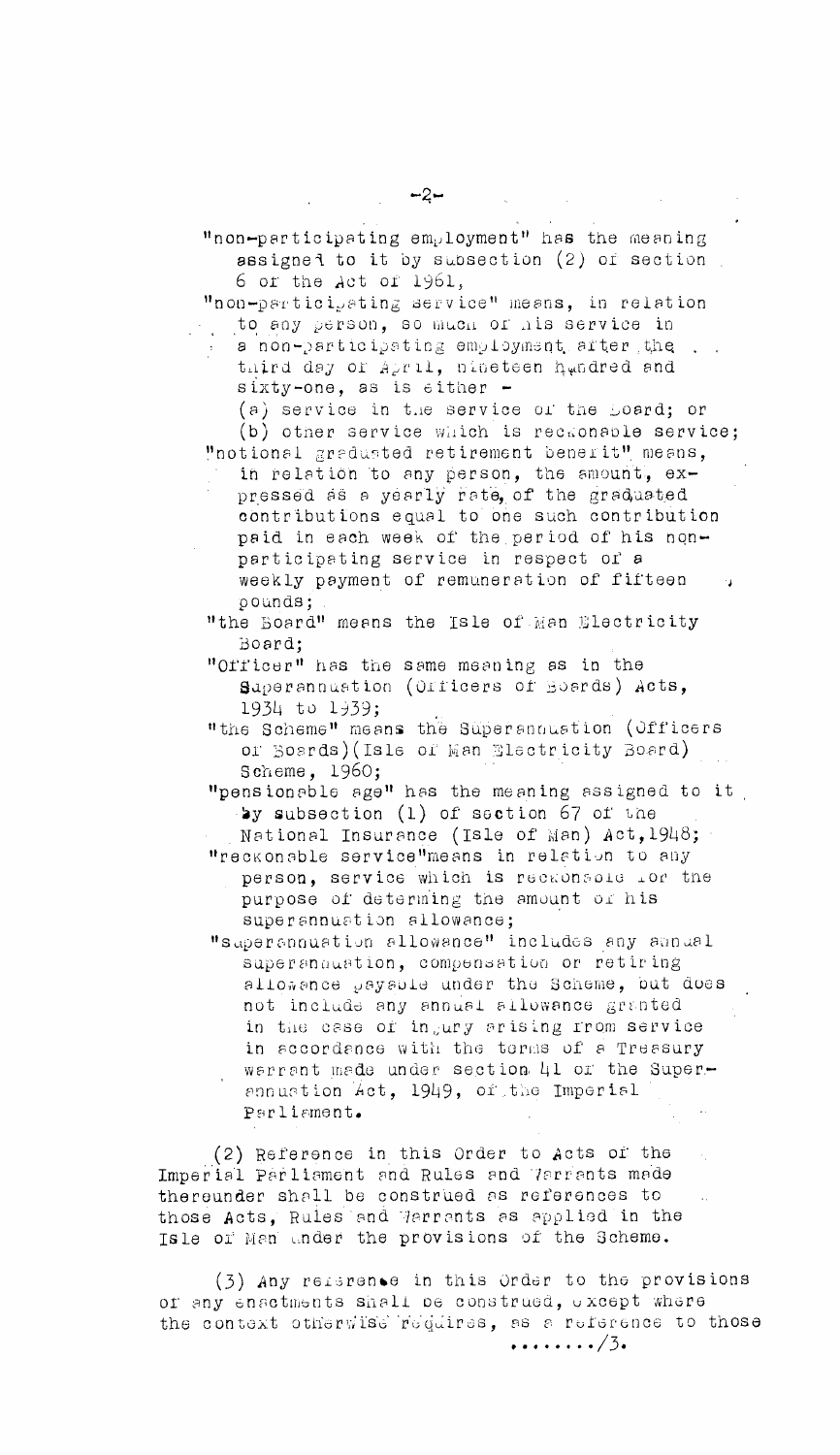"non-participating employment" has the meaning assigned to it by subsection (2) of section 6 of the Act of 1961,

"non-participating service" means, in relation to any person, so much of his service in a non-participating employment after the third day of April, nineteen hundred and sixty-one, as is either -

(a) service in the service of the Board; or

(b) other service which is reckonable service;

"notional graduated retirement benefit" means, in relation to any person, the amount, expressed as a yearly rate, of the graduated contributions equal to one such contribution paid in each week of the period of his non-participating service in respect of a weekly payment of remuneration of fifteen pounds;

"the Board" means the Isle of Man Electricity Board;

"Officer" has the same meaning as in the Superannuation (Officers of Boards) Acts, 1934 to 1939;

"the Scheme" means the Superannuation (Officers of Boards)(Isle of Man Electricity Board) Scheme, 1960;

"pensionable age" has the meaning assigned to it by subsection (1) of section 67 of the National Insurance (Isle of Man) Act,1948;

"reckonable service"means in relation to any person, service which is reckonable for the purpose of determing the amount of his superannuation allowance;

"superannuation allowance" includes any annual superannuation, compensation or retiring allowance payable under the Scheme, but does not include any annual allowance granted in the case of injury arising from service in accordance with the terms of a Treasury warrant made under section 41 of the Superannuation Act, 1949, of the Imperial Parliament.

(2) Reference in this Order to Acts of the Imperial Parliament and Rules and Warrants made thereunder shall be construed as references to those Acts, Rules and Warrants as applied in the Isle of Man under the provisions of the Scheme.

(3) Any reference in this Order to the provisions of any enactments shall be construed, except where the context otherwise requires, as a reference to those

......../3.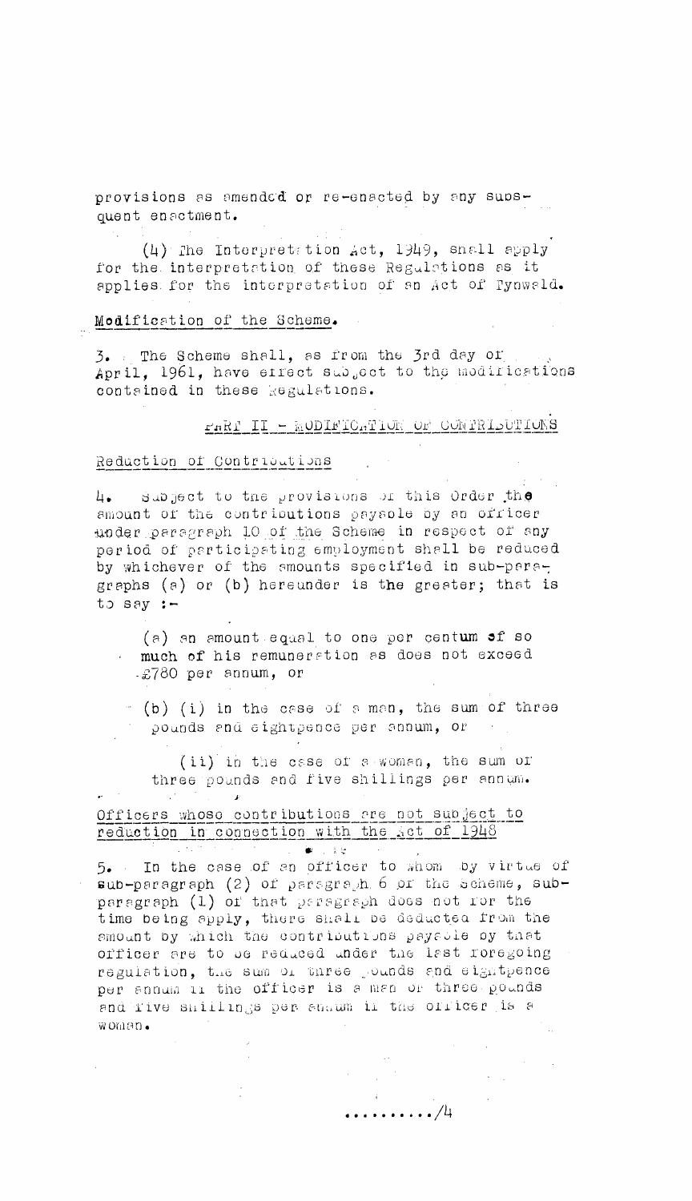provisions as amended or re-enacted by any subsequent enactment.

(4) The Interpretation Act, 1949, shall apply for the interpretation of these Regulations as it applies for the interpretation of an Act of Tynwald.

Modification of the Scheme.

3. The Scheme shall, as from the 3rd day of April, 1961, have effect subject to the modifications contained in these Regulations.

PART II - MODIFICATION OF CONTRIBUTIONS

Reduction of Contributions

4. Subject to the provisions of this Order the amount of the contributions payable by an officer under paragraph 10 of the Scheme in respect of any period of participating employment shall be reduced by whichever of the amounts specified in sub-paragraphs (a) or (b) hereunder is the greater; that is to say :-

(a) an amount equal to one per centum of so much of his remuneration as does not exceed £780 per annum, or

(b) (i) in the case of a man, the sum of three pounds and eightpence per annum, or

(ii) in the case of a woman, the sum of three pounds and five shillings per annum.

Officers whose contributions are not subject to reduction in connection with the Act of 1948

5. In the case of an officer to whom by virtue of sub-paragraph (2) of paragraph 6 of the Scheme, sub-paragraph (1) of that paragraph does not for the time being apply, there shall be deducted from the amount by which the contributions payable by that officer are to be reduced under the last foregoing regulation, the sum of three pounds and eightpence per annum if the officer is a man or three pounds and five shillings per annum if the officer is a woman.

........../4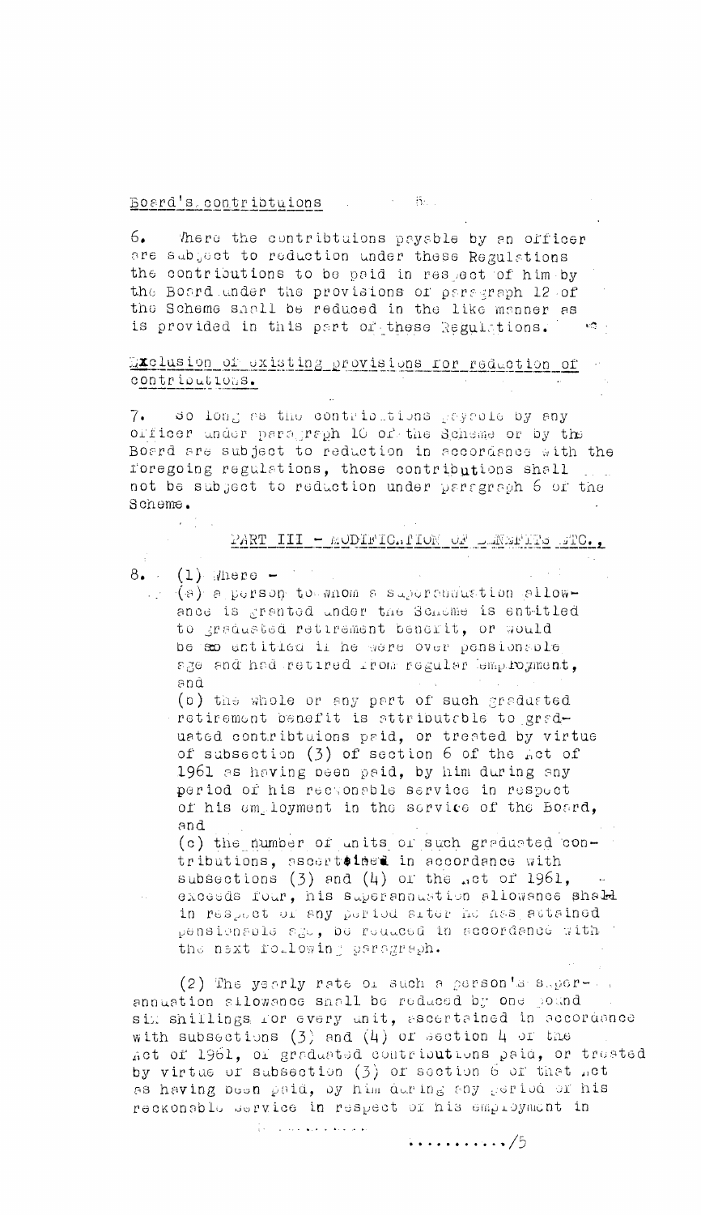Board's contributions

6. Where the contributions payable by an officer are subject to reduction under these Regulations the contributions to be paid in respect of him by the Board under the provisions of paragraph 12 of the Scheme shall be reduced in the like manner as is provided in this part of these Regulations.

Exclusion of existing provisions for reduction of contributions.

7. So long as the contributions payable by any officer under paragraph 10 of the Scheme or by the Board are subject to reduction in accordance with the foregoing regulations, those contributions shall not be subject to reduction under paragraph 6 of the Scheme.

PART III - MODIFICATION OF BENEFITS ETC.,

8. (1) Where -

(a) a person to whom a superannuation allowance is granted under the Scheme is entitled to graduated retirement benefit, or would be so entitled if he were over pensionable age and had retired from regular employment, and

(b) the whole or any part of such graduated retirement benefit is attributable to graduated contributions paid, or treated by virtue of subsection (3) of section 6 of the Act of 1961 as having been paid, by him during any period of his reckonable service in respect of his employment in the service of the Board, and

(c) the number of units of such graduated contributions, ascertained in accordance with subsections (3) and (4) of the Act of 1961, exceeds four, his superannuation allowance shall in respect of any period after he has attained pensionable age, be reduced in accordance with the next following paragraph.

(2) The yearly rate of such a person's superannuation allowance shall be reduced by one pound six shillings for every unit, ascertained in accordance with subsections (3) and (4) of section 4 of the Act of 1961, of graduated contributions paid, or treated by virtue of subsection (3) of section 6 of that Act as having been paid, by him during any period of his reckonable service in respect of his employment in

............/5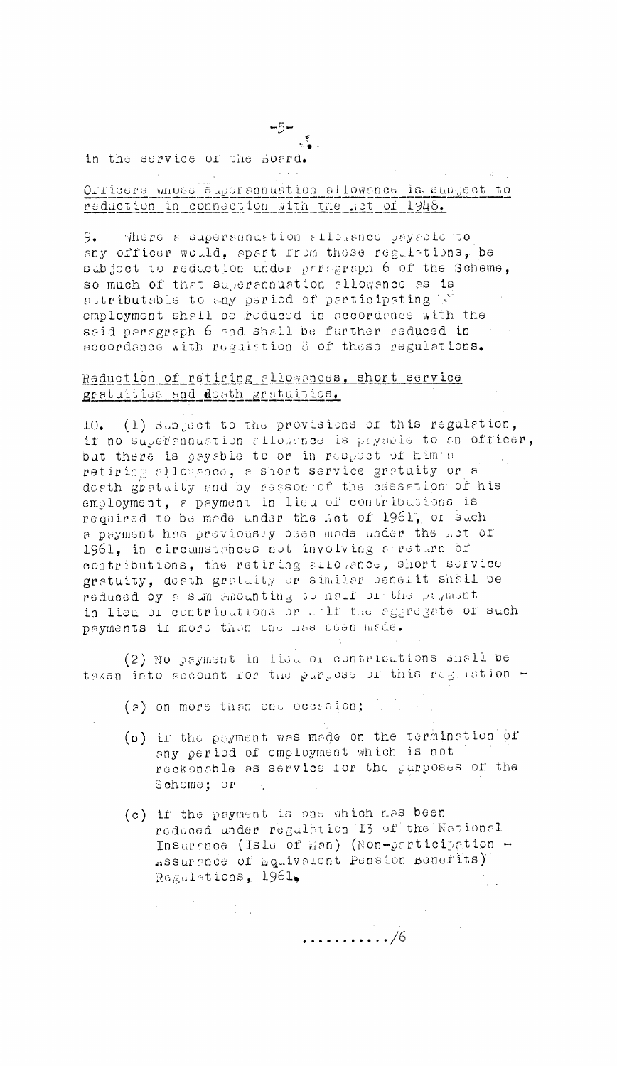in the service of the Board.

Officers whose superannuation allowance is subject to reduction in connection with the Act of 1948.

9. Where a superannuation allowance payable to any officer would, apart from these regulations, be subject to reduction under paragraph 6 of the Scheme, so much of that superannuation allowance as is attributable to any period of participating employment shall be reduced in accordance with the said paragraph 6 and shall be further reduced in accordance with regulation 8 of these regulations.

Reduction of retiring allowances, short service gratuities and death gratuities.

10. (1) Subject to the provisions of this regulation, if no superannuation allowance is payable to an officer, but there is payable to or in respect of him a retiring allowance, a short service gratuity or a death gratuity and by reason of the cessation of his employment, a payment in lieu of contributions is required to be made under the Act of 1961, or such a payment has previously been made under the Act of 1961, in circumstances not involving a return of contributions, the retiring allowance, short service gratuity, death gratuity or similar benefit shall be reduced by a sum amounting to half of the payment in lieu of contributions or half the aggregate of such payments if more than one has been made.

(2) No payment in lieu of contributions shall be taken into account for the purpose of this regulation -

- (a) on more than one occasion;
- (b) if the payment was made on the termination of any period of employment which is not reckonable as service for the purposes of the Scheme; or
- (c) if the payment is one which has been reduced under regulation 13 of the National Insurance (Isle of Man) (Non-participation - Assurance of Equivalent Pension Benefits) Regulations, 1961.

............/6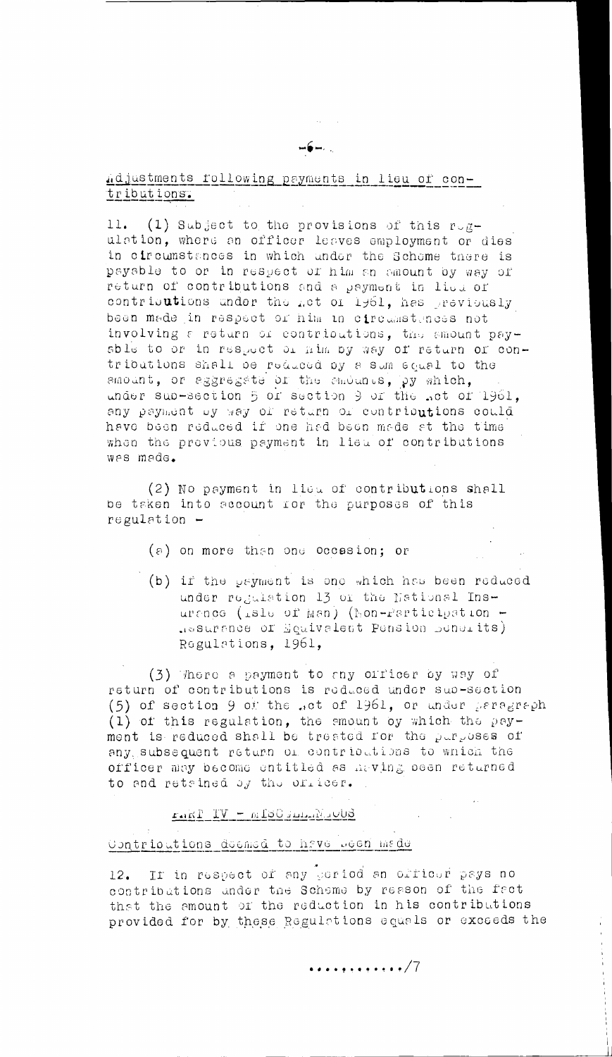Adjustments following payments in lieu of contributions.

11. (1) Subject to the provisions of this regulation, where an officer leaves employment or dies in circumstances in which under the Scheme there is payable to or in respect of him an amount by way of return of contributions and a payment in lieu of contributions under the Act of 1961, has previously been made in respect of him in circumstances not involving a return of contributions, the amount payable to or in respect of him by way of return of contributions shall be reduced by a sum equal to the amount, or aggregate of the amounts, by which, under sub-section 5 of section 9 of the Act of 1961, any payment by way of return of contributions could have been reduced if one had been made at the time when the previous payment in lieu of contributions was made.

(2) No payment in lieu of contributions shall be taken into account for the purposes of this regulation -

(a) on more than one occasion; or

(b) if the payment is one which has been reduced under regulation 13 of the National Insurance (Isle of Man) (Non-Participation - Assurance of Equivalent Pension Benefits) Regulations, 1961,

(3) Where a payment to any officer by way of return of contributions is reduced under sub-section (5) of section 9 of the Act of 1961, or under paragraph (1) of this regulation, the amount by which the payment is reduced shall be treated for the purposes of any subsequent return of contributions to which the officer may become entitled as having been returned to and retained by the officer.

PART IV - MISCELLANEOUS

Contributions deemed to have been made

12. If in respect of any period an officer pays no contributions under the Scheme by reason of the fact that the amount of the reduction in his contributions provided for by these Regulations equals or exceeds the

............/7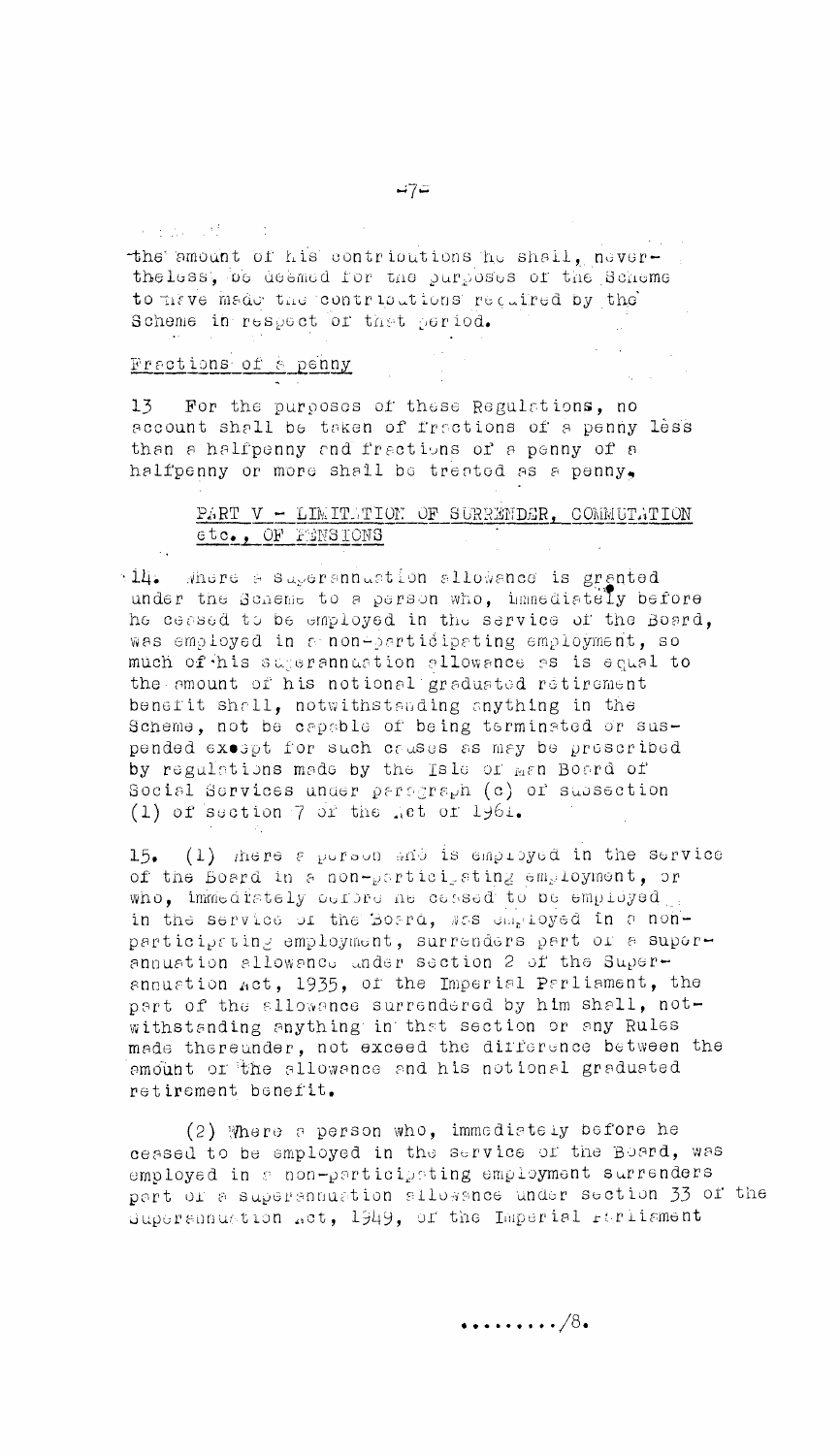the amount of his contributions he shall, nevertheless, be deemed for the purposes of the Scheme to have made the contributions required by the Scheme in respect of that period.

Fractions of a penny

13 For the purposes of these Regulations, no account shall be taken of fractions of a penny less than a halfpenny and fractions of a penny of a halfpenny or more shall be treated as a penny.

## PART V - LIMITATION OF SURRENDER, COMMUTATION etc., OF PENSIONS

14. Where a superannuation allowance is granted under the Scheme to a person who, immediately before he ceased to be employed in the service of the Board, was employed in a non-participating employment, so much of his superannuation allowance as is equal to the amount of his notional graduated retirement benefit shall, notwithstanding anything in the Scheme, not be capable of being terminated or suspended except for such causes as may be prescribed by regulations made by the Isle of Man Board of Social Services under paragraph (c) of subsection (1) of section 7 of the Act of 1961.

15. (1) Where a person who is employed in the service of the Board in a non-participating employment, or who, immediately before he ceased to be employed in the service of the Board, was employed in a non-participating employment, surrenders part of a superannuation allowance under section 2 of the Superannuation Act, 1935, of the Imperial Parliament, the part of the allowance surrendered by him shall, notwithstanding anything in that section or any Rules made thereunder, not exceed the difference between the amount of the allowance and his notional graduated retirement benefit.

(2) Where a person who, immediately before he ceased to be employed in the service of the Board, was employed in a non-participating employment surrenders part of a superannuation allowance under section 33 of the Superannuation Act, 1949, of the Imperial Parliament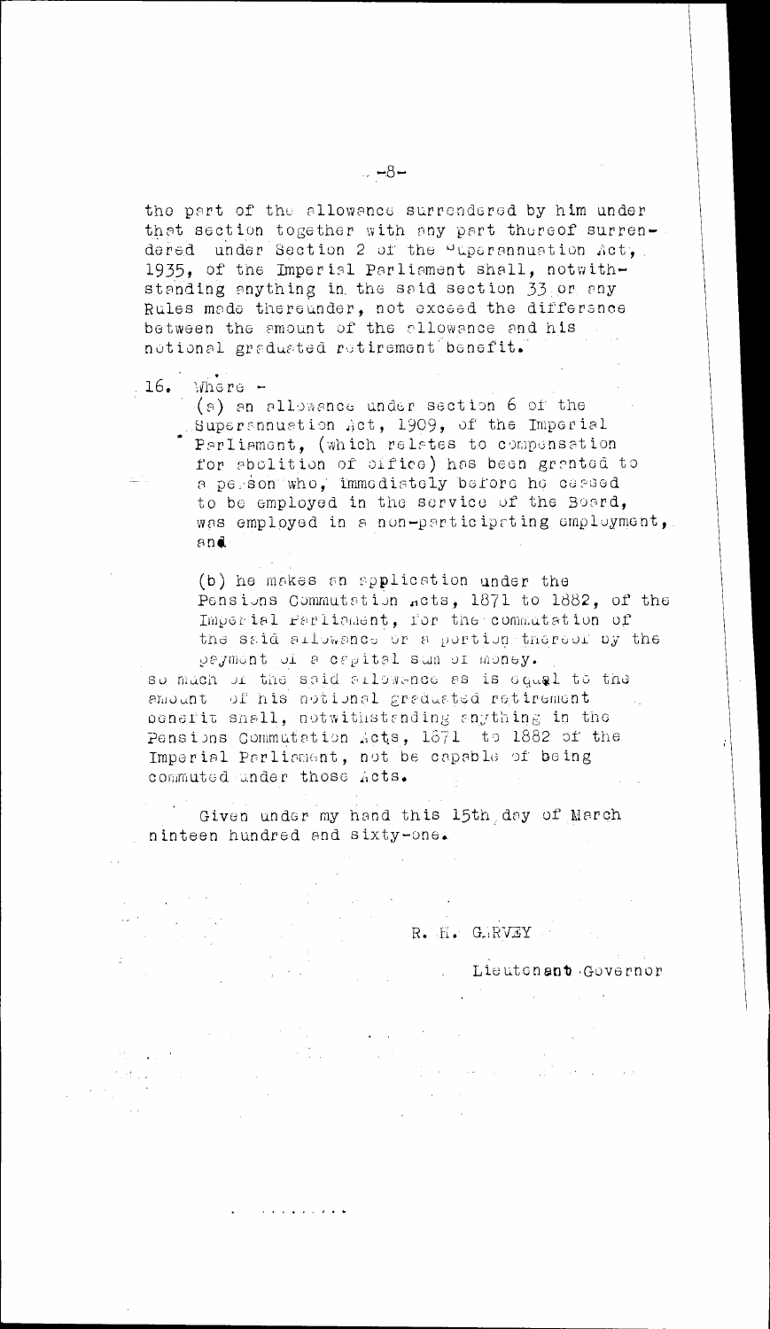the part of the allowance surrendered by him under that section together with any part thereof surrendered under Section 2 of the Superannuation Act, 1935, of the Imperial Parliament shall, notwithstanding anything in the said section 33 or any Rules made thereunder, not exceed the difference between the amount of the allowance and his notional graduated retirement benefit.

16. Where -

(a) an allowance under section 6 of the Superannuation Act, 1909, of the Imperial Parliament, (which relates to compensation for abolition of office) has been granted to a person who, immediately before he ceased to be employed in the service of the Board, was employed in a non-participating employment, and

(b) he makes an application under the Pensions Commutation Acts, 1871 to 1882, of the Imperial Parliament, for the commutation of the said allowance or a portion thereof by the payment of a capital sum of money.

so much of the said allowance as is equal to the amount of his notional graduated retirement benefit shall, notwithstanding anything in the Pensions Commutation Acts, 1871 to 1882 of the Imperial Parliament, not be capable of being commuted under those Acts.

Given under my hand this 15th day of March nineteen hundred and sixty-one.

R. H. GARVEY

Lieutenant Governor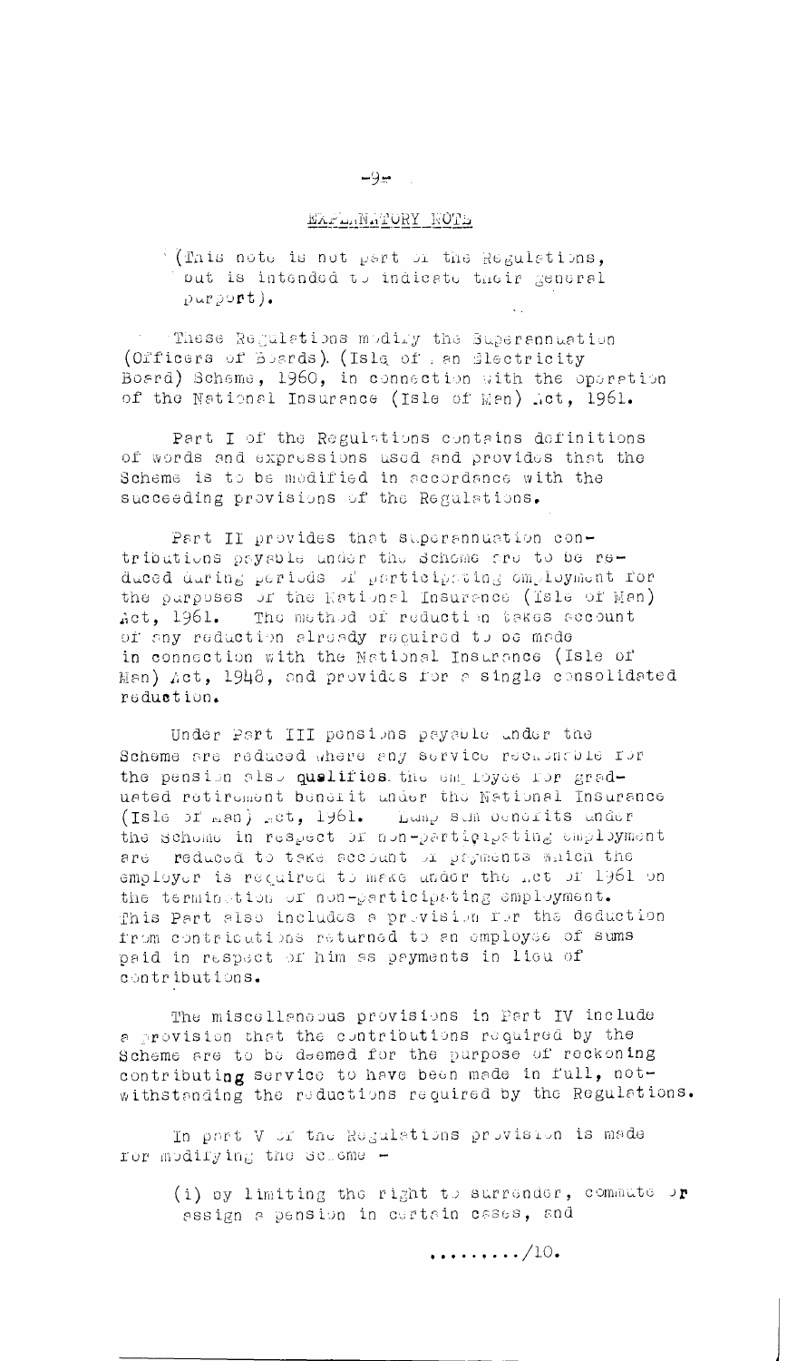## EXPLANATORY NOTE

(This note is not part of the Regulations, but is intended to indicate their general purport).

These Regulations modify the Superannuation (Officers of Boards). (Isle of Man Electricity Board) Scheme, 1960, in connection with the operation of the National Insurance (Isle of Man) Act, 1961.

Part I of the Regulations contains definitions of words and expressions used and provides that the Scheme is to be modified in accordance with the succeeding provisions of the Regulations.

Part II provides that superannuation contributions payable under the Scheme are to be reduced during periods of participating employment for the purposes of the National Insurance (Isle of Man) Act, 1961. The method of reduction takes account of any reduction already required to be made in connection with the National Insurance (Isle of Man) Act, 1948, and provides for a single consolidated reduction.

Under Part III pensions payable under the Scheme are reduced where any service reckonable for the pension also qualifies the employee for graduated retirement benefit under the National Insurance (Isle of Man) Act, 1961. Lump sum benefits under the Scheme in respect of non-participating employment are reduced to take account of payments which the employer is required to make under the Act of 1961 on the termination of non-participating employment. This Part also includes a provision for the deduction from contributions returned to an employee of sums paid in respect of him as payments in lieu of contributions.

The miscellaneous provisions in Part IV include a provision that the contributions required by the Scheme are to be deemed for the purpose of reckoning contributing service to have been made in full, notwithstanding the reductions required by the Regulations.

In part V of the Regulations provision is made for modifying the Scheme -

(i) by limiting the right to surrender, commute or assign a pension in certain cases, and

........./10.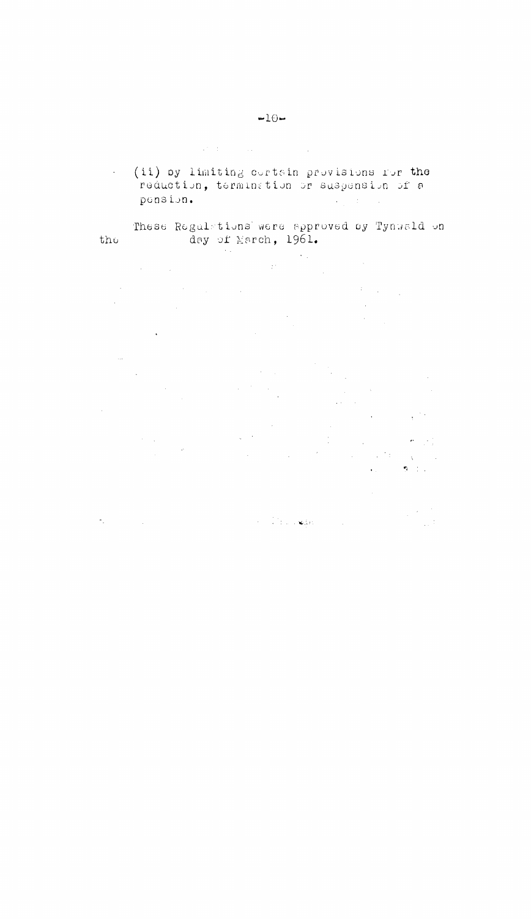(ii) by limiting certain provisions for the reduction, termination or suspension of a pension.

These Regulations were approved by Tynwald on the day of March, 1961.